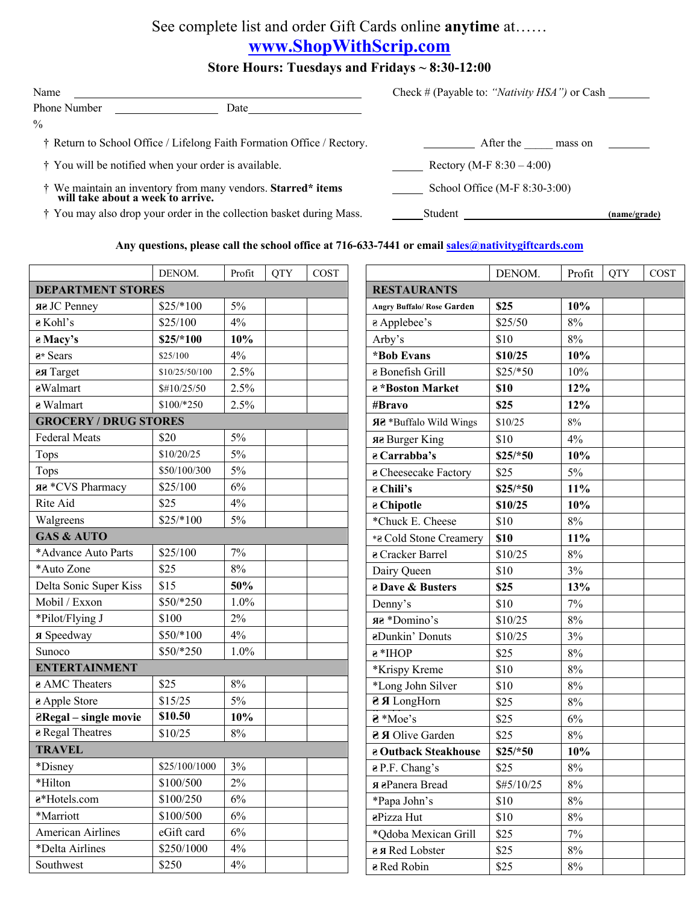See complete list and order Gift Cards online **anytime** at……

## [www.ShopWithScrip.com](http://www.ShopWithScrip.com)

**Store Hours: Tuesdays and Fridays ~ 8:30-12:00**

Name ______________________________________ Check # (Payable to: *"Nativity HSA"*) or Cash ________

Phone Number __________________ Date ____________________

%

† Return to School Office / Lifelong Faith Formation Office / Rectory. _________ After the _____ mass on ________

† You will be notified when your order is available. ______ Rectory (M-F 8:30 – 4:00)

† We maintain an inventory from many vendors. **Starred* items will take about a week to arrive.** ______ School Office (M-F 8:30-3:00)

† You may also drop your order in the collection basket during Mass. ______ Student ____________________________ **(name/grade)**

**Any questions, please call the school office at 716-633-7441 or email [sales@nativitygiftcards.com](mailto:sales@nativitygiftcards.com)**

| | DENOM. | Profit | QTY | COST |
|---|---|---|---|---|
| **DEPARTMENT STORES** | | | | |
| ᴙ e JC Penney | $25/*100 | 5% | | |
| e Kohl's | $25/100 | 4% | | |
| e **Macy's** | **$25/*100** | **10%** | | |
| e* Sears | $25/100 | 4% | | |
| e ᴙ Target | $10/25/50/100 | 2.5% | | |
| eWalmart | $#10/25/50 | 2.5% | | |
| e Walmart | $100/*250 | 2.5% | | |
| **GROCERY / DRUG STORES** | | | | |
| Federal Meats | $20 | 5% | | |
| Tops | $10/20/25 | 5% | | |
| Tops | $50/100/300 | 5% | | |
| ᴙ e *CVS Pharmacy | $25/100 | 6% | | |
| Rite Aid | $25 | 4% | | |
| Walgreens | $25/*100 | 5% | | |
| **GAS & AUTO** | | | | |
| *Advance Auto Parts | $25/100 | 7% | | |
| *Auto Zone | $25 | 8% | | |
| Delta Sonic Super Kiss | $15 | **50%** | | |
| Mobil / Exxon | $50/*250 | 1.0% | | |
| *Pilot/Flying J | $100 | 2% | | |
| ᴙ Speedway | $50/*100 | 4% | | |
| Sunoco | $50/*250 | 1.0% | | |
| **ENTERTAINMENT** | | | | |
| e AMC Theaters | $25 | 8% | | |
| e Apple Store | $15/25 | 5% | | |
| **eRegal – single movie** | **$10.50** | **10%** | | |
| e Regal Theatres | $10/25 | 8% | | |
| **TRAVEL** | | | | |
| *Disney | $25/100/1000 | 3% | | |
| *Hilton | $100/500 | 2% | | |
| e*Hotels.com | $100/250 | 6% | | |
| *Marriott | $100/500 | 6% | | |
| American Airlines | eGift card | 6% | | |
| *Delta Airlines | $250/1000 | 4% | | |
| Southwest | $250 | 4% | | |

| | DENOM. | Profit | QTY | COST |
|---|---|---|---|---|
| **RESTAURANTS** | | | | |
| **Angry Buffalo/ Rose Garden** | **$25** | **10%** | | |
| e Applebee's | $25/50 | 8% | | |
| Arby's | $10 | 8% | | |
| ***Bob Evans** | **$10/25** | **10%** | | |
| e Bonefish Grill | $25/*50 | 10% | | |
| e ***Boston Market** | **$10** | **12%** | | |
| **#Bravo** | **$25** | **12%** | | |
| ᴙ e *Buffalo Wild Wings | $10/25 | 8% | | |
| ᴙ e Burger King | $10 | 4% | | |
| e **Carrabba's** | **$25/*50** | **10%** | | |
| e Cheesecake Factory | $25 | 5% | | |
| e **Chili's** | **$25/*50** | **11%** | | |
| e **Chipotle** | **$10/25** | **10%** | | |
| *Chuck E. Cheese | $10 | 8% | | |
| *e Cold Stone Creamery | **$10** | **11%** | | |
| e Cracker Barrel | $10/25 | 8% | | |
| Dairy Queen | $10 | 3% | | |
| e **Dave & Busters** | **$25** | **13%** | | |
| Denny's | $10 | 7% | | |
| ᴙ e *Domino's | $10/25 | 8% | | |
| eDunkin' Donuts | $10/25 | 3% | | |
| e *IHOP | $25 | 8% | | |
| *Krispy Kreme | $10 | 8% | | |
| *Long John Silver | $10 | 8% | | |
| e ᴙ LongHorn | $25 | 8% | | |
| e *Moe's | $25 | 6% | | |
| e ᴙ Olive Garden | $25 | 8% | | |
| e **Outback Steakhouse** | **$25/*50** | **10%** | | |
| e P.F. Chang's | $25 | 8% | | |
| ᴙ ePanera Bread | $#5/10/25 | 8% | | |
| *Papa John's | $10 | 8% | | |
| ePizza Hut | $10 | 8% | | |
| *Qdoba Mexican Grill | $25 | 7% | | |
| e ᴙ Red Lobster | $25 | 8% | | |
| e Red Robin | $25 | 8% | | |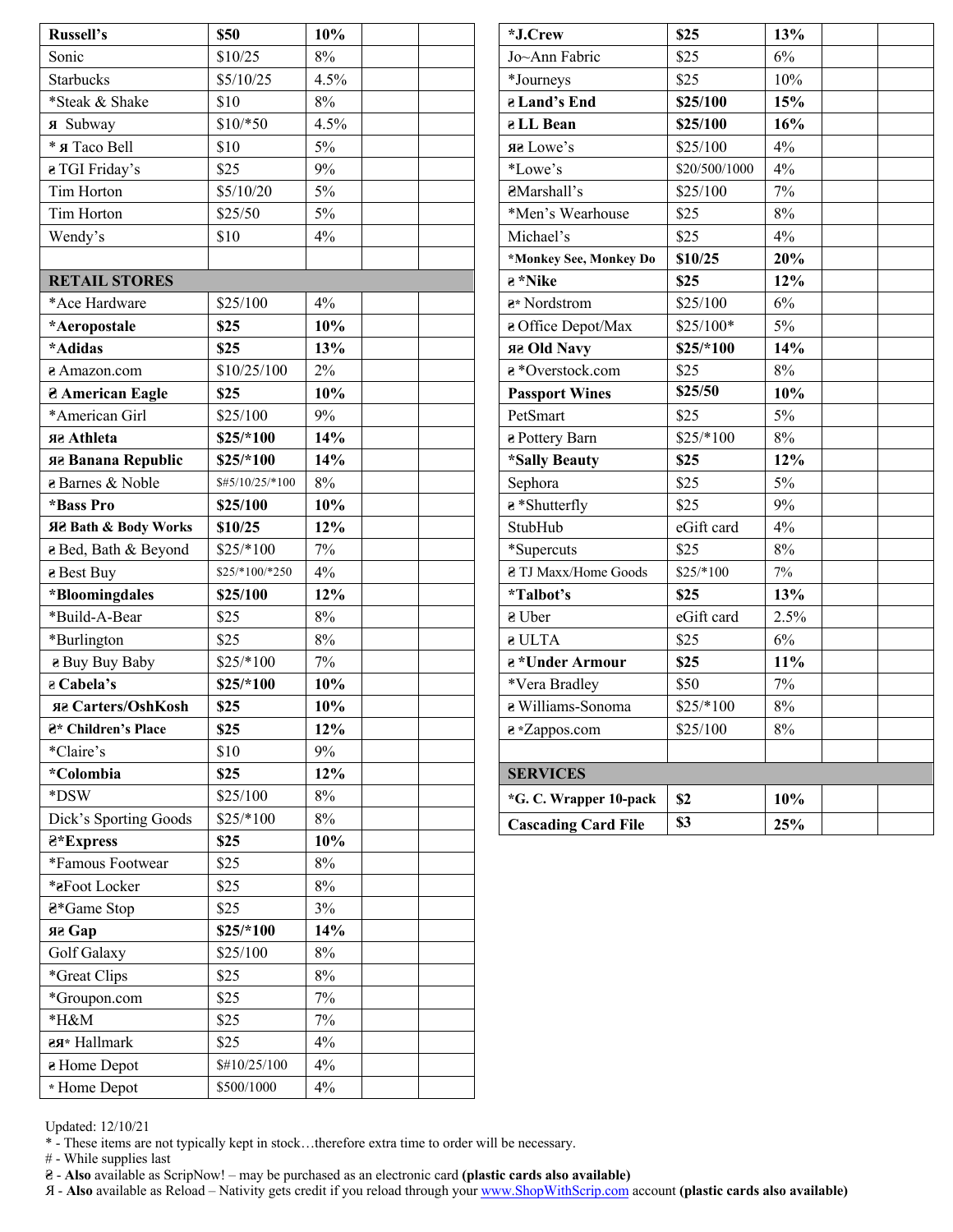| | | | | |
|---|---|---|---|---|
| **Russell's** | **$50** | **10%** | | |
| Sonic | $10/25 | 8% | | |
| Starbucks | $5/10/25 | 4.5% | | |
| *Steak & Shake | $10 | 8% | | |
| Я Subway | $10/*50 | 4.5% | | |
| * Я Taco Bell | $10 | 5% | | |
| ƻ TGI Friday's | $25 | 9% | | |
| Tim Horton | $5/10/20 | 5% | | |
| Tim Horton | $25/50 | 5% | | |
| Wendy's | $10 | 4% | | |
| | | | | |
| **RETAIL STORES** | | | | |
| *Ace Hardware | $25/100 | 4% | | |
| ***Aeropostale** | **$25** | **10%** | | |
| ***Adidas** | **$25** | **13%** | | |
| ƻ Amazon.com | $10/25/100 | 2% | | |
| ƻ **American Eagle** | **$25** | **10%** | | |
| *American Girl | $25/100 | 9% | | |
| Яƻ **Athleta** | **$25/*100** | **14%** | | |
| Яƻ **Banana Republic** | **$25/*100** | **14%** | | |
| ƻ Barnes & Noble | $#5/10/25/*100 | 8% | | |
| ***Bass Pro** | **$25/100** | **10%** | | |
| Яƻ **Bath & Body Works** | **$10/25** | **12%** | | |
| ƻ Bed, Bath & Beyond | $25/*100 | 7% | | |
| ƻ Best Buy | $25/*100/*250 | 4% | | |
| ***Bloomingdales** | **$25/100** | **12%** | | |
| *Build-A-Bear | $25 | 8% | | |
| *Burlington | $25 | 8% | | |
| ƻ Buy Buy Baby | $25/*100 | 7% | | |
| ƻ **Cabela's** | **$25/*100** | **10%** | | |
| Яƻ **Carters/OshKosh** | **$25** | **10%** | | |
| ƻ* **Children's Place** | **$25** | **12%** | | |
| *Claire's | $10 | 9% | | |
| ***Colombia** | **$25** | **12%** | | |
| *DSW | $25/100 | 8% | | |
| Dick's Sporting Goods | $25/*100 | 8% | | |
| ƻ***Express** | **$25** | **10%** | | |
| *Famous Footwear | $25 | 8% | | |
| *ƻFoot Locker | $25 | 8% | | |
| ƻ*Game Stop | $25 | 3% | | |
| Яƻ **Gap** | **$25/*100** | **14%** | | |
| Golf Galaxy | $25/100 | 8% | | |
| *Great Clips | $25 | 8% | | |
| *Groupon.com | $25 | 7% | | |
| *H&M | $25 | 7% | | |
| ƻЯ* Hallmark | $25 | 4% | | |
| ƻ Home Depot | $#10/25/100 | 4% | | |
| * Home Depot | $500/1000 | 4% | | |
| ***J.Crew** | **$25** | **13%** | | |
| Jo~Ann Fabric | $25 | 6% | | |
| *Journeys | $25 | 10% | | |
| ƻ **Land's End** | **$25/100** | **15%** | | |
| ƻ **LL Bean** | **$25/100** | **16%** | | |
| Яƻ Lowe's | $25/100 | 4% | | |
| *Lowe's | $20/500/1000 | 4% | | |
| ƻMarshall's | $25/100 | 7% | | |
| *Men's Wearhouse | $25 | 8% | | |
| Michael's | $25 | 4% | | |
| ***Monkey See, Monkey Do** | **$10/25** | **20%** | | |
| ƻ ***Nike** | **$25** | **12%** | | |
| ƻ* Nordstrom | $25/100 | 6% | | |
| ƻ Office Depot/Max | $25/100* | 5% | | |
| Яƻ **Old Navy** | **$25/*100** | **14%** | | |
| ƻ *Overstock.com | $25 | 8% | | |
| **Passport Wines** | **$25/50** | **10%** | | |
| PetSmart | $25 | 5% | | |
| ƻ Pottery Barn | $25/*100 | 8% | | |
| ***Sally Beauty** | **$25** | **12%** | | |
| Sephora | $25 | 5% | | |
| ƻ *Shutterfly | $25 | 9% | | |
| StubHub | eGift card | 4% | | |
| *Supercuts | $25 | 8% | | |
| ƻ TJ Maxx/Home Goods | $25/*100 | 7% | | |
| ***Talbot's** | **$25** | **13%** | | |
| ƻ Uber | eGift card | 2.5% | | |
| ƻ ULTA | $25 | 6% | | |
| ƻ ***Under Armour** | **$25** | **11%** | | |
| *Vera Bradley | $50 | 7% | | |
| ƻ Williams-Sonoma | $25/*100 | 8% | | |
| ƻ *Zappos.com | $25/100 | 8% | | |
| | | | | |
| **SERVICES** | | | | |
| ***G. C. Wrapper 10-pack** | **$2** | **10%** | | |
| **Cascading Card File** | **$3** | **25%** | | |

Updated: 12/10/21

\* - These items are not typically kept in stock…therefore extra time to order will be necessary.

\# - While supplies last

ƻ - **Also** available as ScripNow! – may be purchased as an electronic card **(plastic cards also available)**

Я - **Also** available as Reload – Nativity gets credit if you reload through your www.ShopWithScrip.com account **(plastic cards also available)**